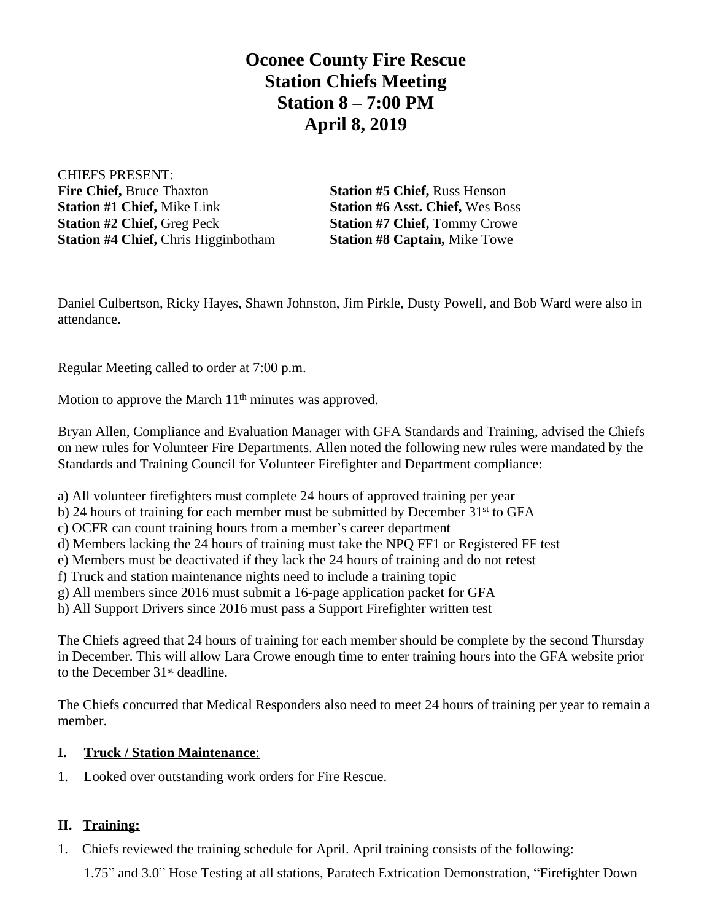# Oconee County Fire Rescue
# Station Chiefs Meeting
# Station 8 – 7:00 PM
# April 8, 2019

CHIEFS PRESENT:

**Fire Chief,** Bruce Thaxton
**Station #1 Chief,** Mike Link
**Station #2 Chief,** Greg Peck
**Station #4 Chief,** Chris Higginbotham
**Station #5 Chief,** Russ Henson
**Station #6 Asst. Chief,** Wes Boss
**Station #7 Chief,** Tommy Crowe
**Station #8 Captain,** Mike Towe

Daniel Culbertson, Ricky Hayes, Shawn Johnston, Jim Pirkle, Dusty Powell, and Bob Ward were also in attendance.

Regular Meeting called to order at 7:00 p.m.

Motion to approve the March 11th minutes was approved.

Bryan Allen, Compliance and Evaluation Manager with GFA Standards and Training, advised the Chiefs on new rules for Volunteer Fire Departments. Allen noted the following new rules were mandated by the Standards and Training Council for Volunteer Firefighter and Department compliance:

a) All volunteer firefighters must complete 24 hours of approved training per year
b) 24 hours of training for each member must be submitted by December 31st to GFA
c) OCFR can count training hours from a member's career department
d) Members lacking the 24 hours of training must take the NPQ FF1 or Registered FF test
e) Members must be deactivated if they lack the 24 hours of training and do not retest
f) Truck and station maintenance nights need to include a training topic
g) All members since 2016 must submit a 16-page application packet for GFA
h) All Support Drivers since 2016 must pass a Support Firefighter written test

The Chiefs agreed that 24 hours of training for each member should be complete by the second Thursday in December. This will allow Lara Crowe enough time to enter training hours into the GFA website prior to the December 31st deadline.

The Chiefs concurred that Medical Responders also need to meet 24 hours of training per year to remain a member.

## I. Truck / Station Maintenance:

1. Looked over outstanding work orders for Fire Rescue.

## II. Training:

1. Chiefs reviewed the training schedule for April. April training consists of the following:

   1.75" and 3.0" Hose Testing at all stations, Paratech Extrication Demonstration, "Firefighter Down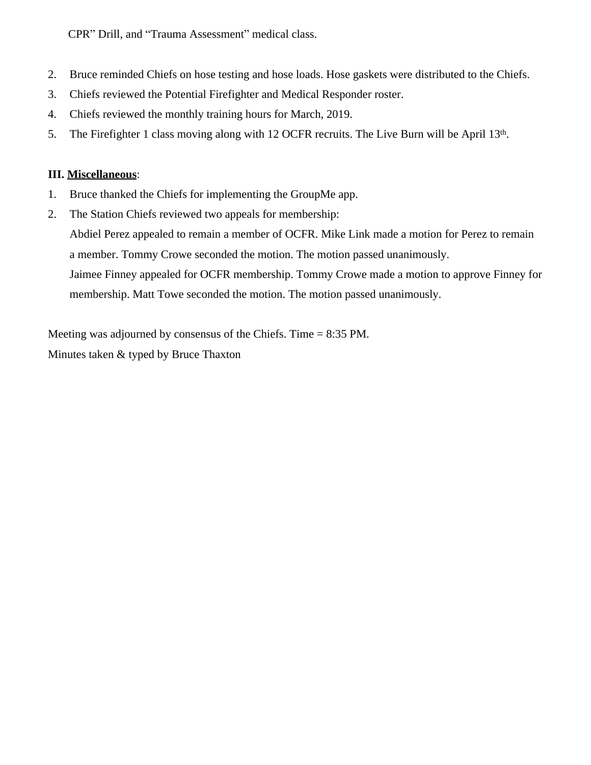CPR" Drill, and "Trauma Assessment" medical class.

2. Bruce reminded Chiefs on hose testing and hose loads. Hose gaskets were distributed to the Chiefs.
3. Chiefs reviewed the Potential Firefighter and Medical Responder roster.
4. Chiefs reviewed the monthly training hours for March, 2019.
5. The Firefighter 1 class moving along with 12 OCFR recruits. The Live Burn will be April 13th.

**III. <u>Miscellaneous</u>**:

1. Bruce thanked the Chiefs for implementing the GroupMe app.
2. The Station Chiefs reviewed two appeals for membership:
   Abdiel Perez appealed to remain a member of OCFR. Mike Link made a motion for Perez to remain a member. Tommy Crowe seconded the motion. The motion passed unanimously.
   Jaimee Finney appealed for OCFR membership. Tommy Crowe made a motion to approve Finney for membership. Matt Towe seconded the motion. The motion passed unanimously.

Meeting was adjourned by consensus of the Chiefs. Time = 8:35 PM.
Minutes taken & typed by Bruce Thaxton